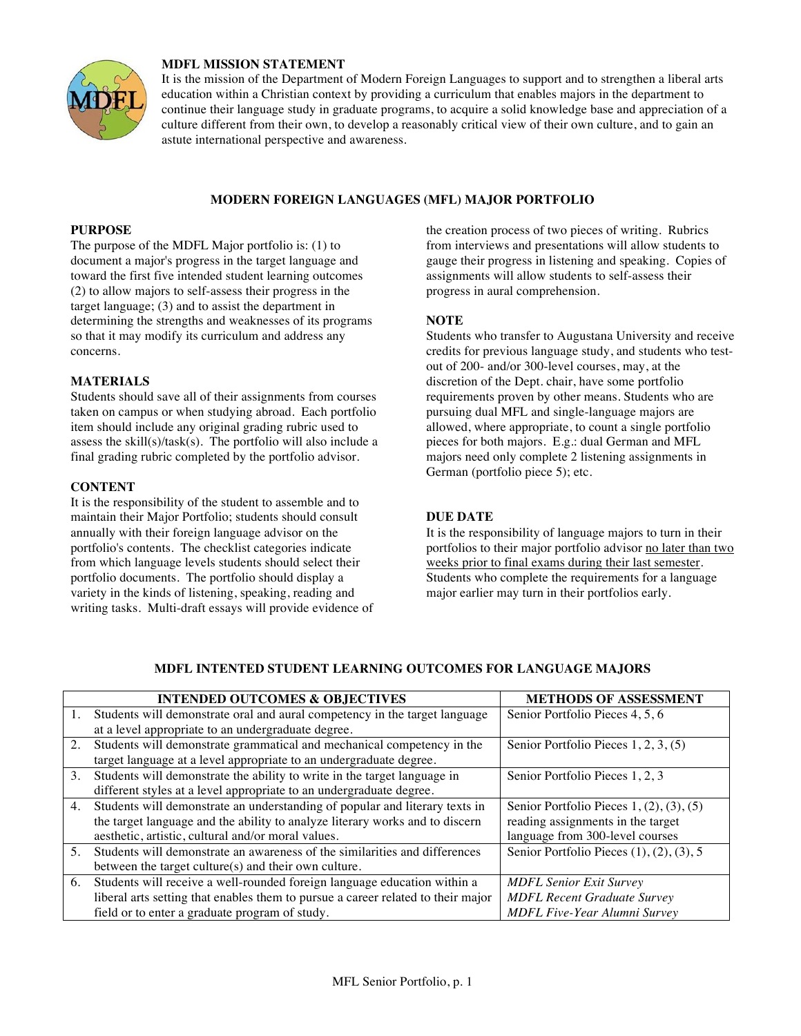## MDFL MISSION STATEMENT

It is the mission of the Department of Modern Foreign Languages to support and to strengthen a liberal arts education within a Christian context by providing a curriculum that enables majors in the department to continue their language study in graduate programs, to acquire a solid knowledge base and appreciation of a culture different from their own, to develop a reasonably critical view of their own culture, and to gain an astute international perspective and awareness.

# MODERN FOREIGN LANGUAGES (MFL) MAJOR PORTFOLIO

### PURPOSE

The purpose of the MDFL Major portfolio is: (1) to document a major's progress in the target language and toward the first five intended student learning outcomes (2) to allow majors to self-assess their progress in the target language; (3) and to assist the department in determining the strengths and weaknesses of its programs so that it may modify its curriculum and address any concerns.

### MATERIALS

Students should save all of their assignments from courses taken on campus or when studying abroad. Each portfolio item should include any original grading rubric used to assess the skill(s)/task(s). The portfolio will also include a final grading rubric completed by the portfolio advisor.

### CONTENT

It is the responsibility of the student to assemble and to maintain their Major Portfolio; students should consult annually with their foreign language advisor on the portfolio's contents. The checklist categories indicate from which language levels students should select their portfolio documents. The portfolio should display a variety in the kinds of listening, speaking, reading and writing tasks. Multi-draft essays will provide evidence of the creation process of two pieces of writing. Rubrics from interviews and presentations will allow students to gauge their progress in listening and speaking. Copies of assignments will allow students to self-assess their progress in aural comprehension.

### NOTE

Students who transfer to Augustana University and receive credits for previous language study, and students who test-out of 200- and/or 300-level courses, may, at the discretion of the Dept. chair, have some portfolio requirements proven by other means. Students who are pursuing dual MFL and single-language majors are allowed, where appropriate, to count a single portfolio pieces for both majors. E.g.: dual German and MFL majors need only complete 2 listening assignments in German (portfolio piece 5); etc.

### DUE DATE

It is the responsibility of language majors to turn in their portfolios to their major portfolio advisor no later than two weeks prior to final exams during their last semester. Students who complete the requirements for a language major earlier may turn in their portfolios early.

## MDFL INTENTED STUDENT LEARNING OUTCOMES FOR LANGUAGE MAJORS

| INTENDED OUTCOMES & OBJECTIVES | METHODS OF ASSESSMENT |
|---|---|
| 1. Students will demonstrate oral and aural competency in the target language at a level appropriate to an undergraduate degree. | Senior Portfolio Pieces 4, 5, 6 |
| 2. Students will demonstrate grammatical and mechanical competency in the target language at a level appropriate to an undergraduate degree. | Senior Portfolio Pieces 1, 2, 3, (5) |
| 3. Students will demonstrate the ability to write in the target language in different styles at a level appropriate to an undergraduate degree. | Senior Portfolio Pieces 1, 2, 3 |
| 4. Students will demonstrate an understanding of popular and literary texts in the target language and the ability to analyze literary works and to discern aesthetic, artistic, cultural and/or moral values. | Senior Portfolio Pieces 1, (2), (3), (5) reading assignments in the target language from 300-level courses |
| 5. Students will demonstrate an awareness of the similarities and differences between the target culture(s) and their own culture. | Senior Portfolio Pieces (1), (2), (3), 5 |
| 6. Students will receive a well-rounded foreign language education within a liberal arts setting that enables them to pursue a career related to their major field or to enter a graduate program of study. | *MDFL Senior Exit Survey*<br>*MDFL Recent Graduate Survey*<br>*MDFL Five-Year Alumni Survey* |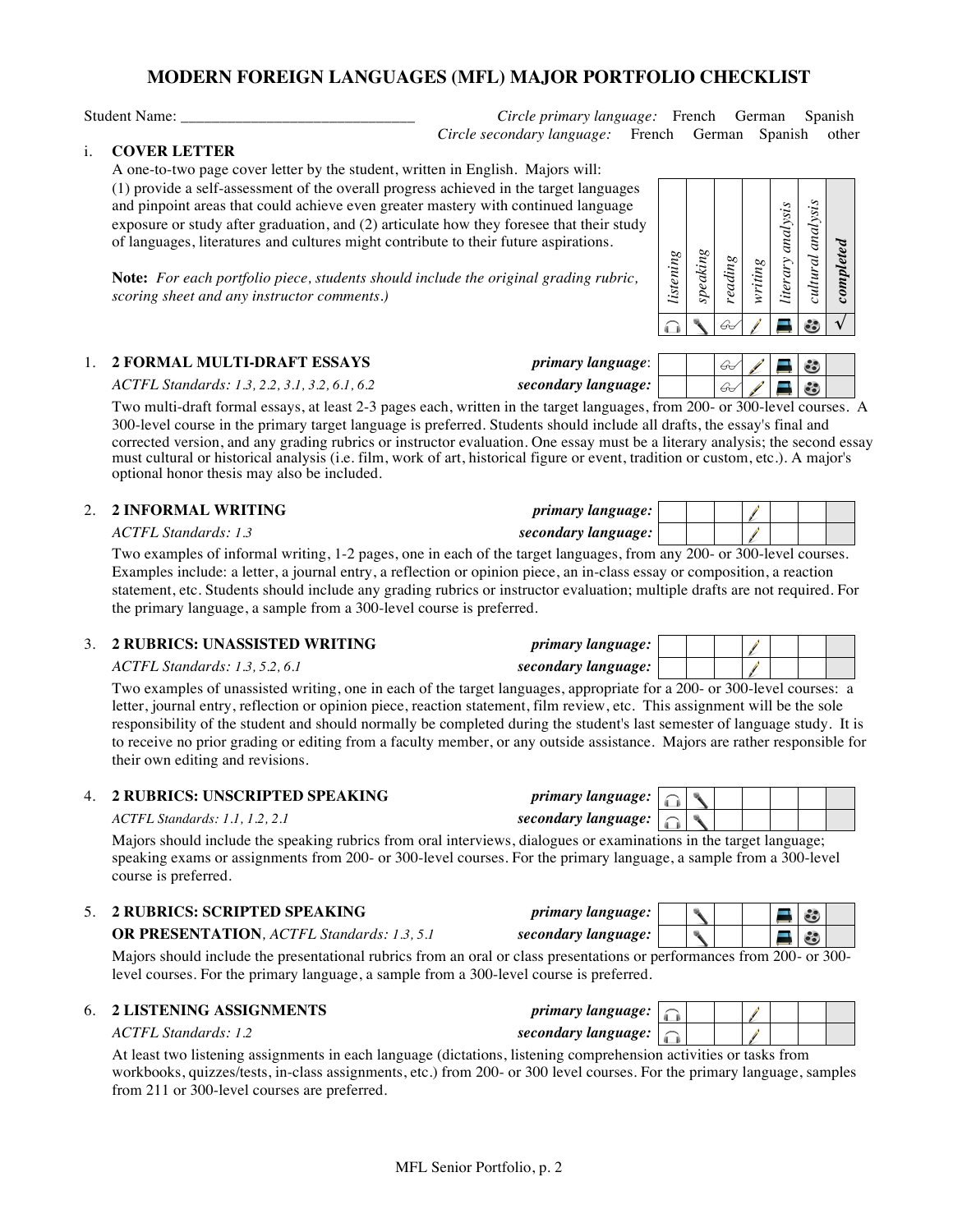# MODERN FOREIGN LANGUAGES (MFL) MAJOR PORTFOLIO CHECKLIST

Student Name: ______________________________

*Circle primary language:* French German Spanish
*Circle secondary language:* French German Spanish other

i. **COVER LETTER**

A one-to-two page cover letter by the student, written in English. Majors will: (1) provide a self-assessment of the overall progress achieved in the target languages and pinpoint areas that could achieve even greater mastery with continued language exposure or study after graduation, and (2) articulate how they foresee that their study of languages, literatures and cultures might contribute to their future aspirations.

**Note:** *For each portfolio piece, students should include the original grading rubric, scoring sheet and any instructor comments.)*

| | | *listening* | *speaking* | *reading* | *writing* | *literary analysis* | *cultural analysis* | ***completed*** |
|---|---|---|---|---|---|---|---|---|
| 1. **2 FORMAL MULTI-DRAFT ESSAYS** | *primary language:* | | | ✓ | ✓ | ✓ | ✓ | |
| | *secondary language:* | | | ✓ | ✓ | ✓ | ✓ | |
| 2. **2 INFORMAL WRITING** | *primary language:* | | | | ✓ | | | |
| | *secondary language:* | | | | ✓ | | | |
| 3. **2 RUBRICS: UNASSISTED WRITING** | *primary language:* | | | | ✓ | | | |
| | *secondary language:* | | | | ✓ | | | |
| 4. **2 RUBRICS: UNSCRIPTED SPEAKING** | *primary language:* | ✓ | ✓ | | | | | |
| | *secondary language:* | ✓ | ✓ | | | | | |
| 5. **2 RUBRICS: SCRIPTED SPEAKING OR PRESENTATION** | *primary language:* | | ✓ | | | ✓ | ✓ | |
| | *secondary language:* | | ✓ | | | ✓ | ✓ | |
| 6. **2 LISTENING ASSIGNMENTS** | *primary language:* | ✓ | | | ✓ | | | |
| | *secondary language:* | ✓ | | | ✓ | | | |

1. **2 FORMAL MULTI-DRAFT ESSAYS**

*ACTFL Standards: 1.3, 2.2, 3.1, 3.2, 6.1, 6.2*

Two multi-draft formal essays, at least 2-3 pages each, written in the target languages, from 200- or 300-level courses. A 300-level course in the primary target language is preferred. Students should include all drafts, the essay's final and corrected version, and any grading rubrics or instructor evaluation. One essay must be a literary analysis; the second essay must cultural or historical analysis (i.e. film, work of art, historical figure or event, tradition or custom, etc.). A major's optional honor thesis may also be included.

2. **2 INFORMAL WRITING**

*ACTFL Standards: 1.3*

Two examples of informal writing, 1-2 pages, one in each of the target languages, from any 200- or 300-level courses. Examples include: a letter, a journal entry, a reflection or opinion piece, an in-class essay or composition, a reaction statement, etc. Students should include any grading rubrics or instructor evaluation; multiple drafts are not required. For the primary language, a sample from a 300-level course is preferred.

3. **2 RUBRICS: UNASSISTED WRITING**

*ACTFL Standards: 1.3, 5.2, 6.1*

Two examples of unassisted writing, one in each of the target languages, appropriate for a 200- or 300-level courses: a letter, journal entry, reflection or opinion piece, reaction statement, film review, etc. This assignment will be the sole responsibility of the student and should normally be completed during the student's last semester of language study. It is to receive no prior grading or editing from a faculty member, or any outside assistance. Majors are rather responsible for their own editing and revisions.

4. **2 RUBRICS: UNSCRIPTED SPEAKING**

*ACTFL Standards: 1.1, 1.2, 2.1*

Majors should include the speaking rubrics from oral interviews, dialogues or examinations in the target language; speaking exams or assignments from 200- or 300-level courses. For the primary language, a sample from a 300-level course is preferred.

5. **2 RUBRICS: SCRIPTED SPEAKING OR PRESENTATION**, *ACTFL Standards: 1.3, 5.1*

Majors should include the presentational rubrics from an oral or class presentations or performances from 200- or 300-level courses. For the primary language, a sample from a 300-level course is preferred.

6. **2 LISTENING ASSIGNMENTS**

*ACTFL Standards: 1.2*

At least two listening assignments in each language (dictations, listening comprehension activities or tasks from workbooks, quizzes/tests, in-class assignments, etc.) from 200- or 300 level courses. For the primary language, samples from 211 or 300-level courses are preferred.